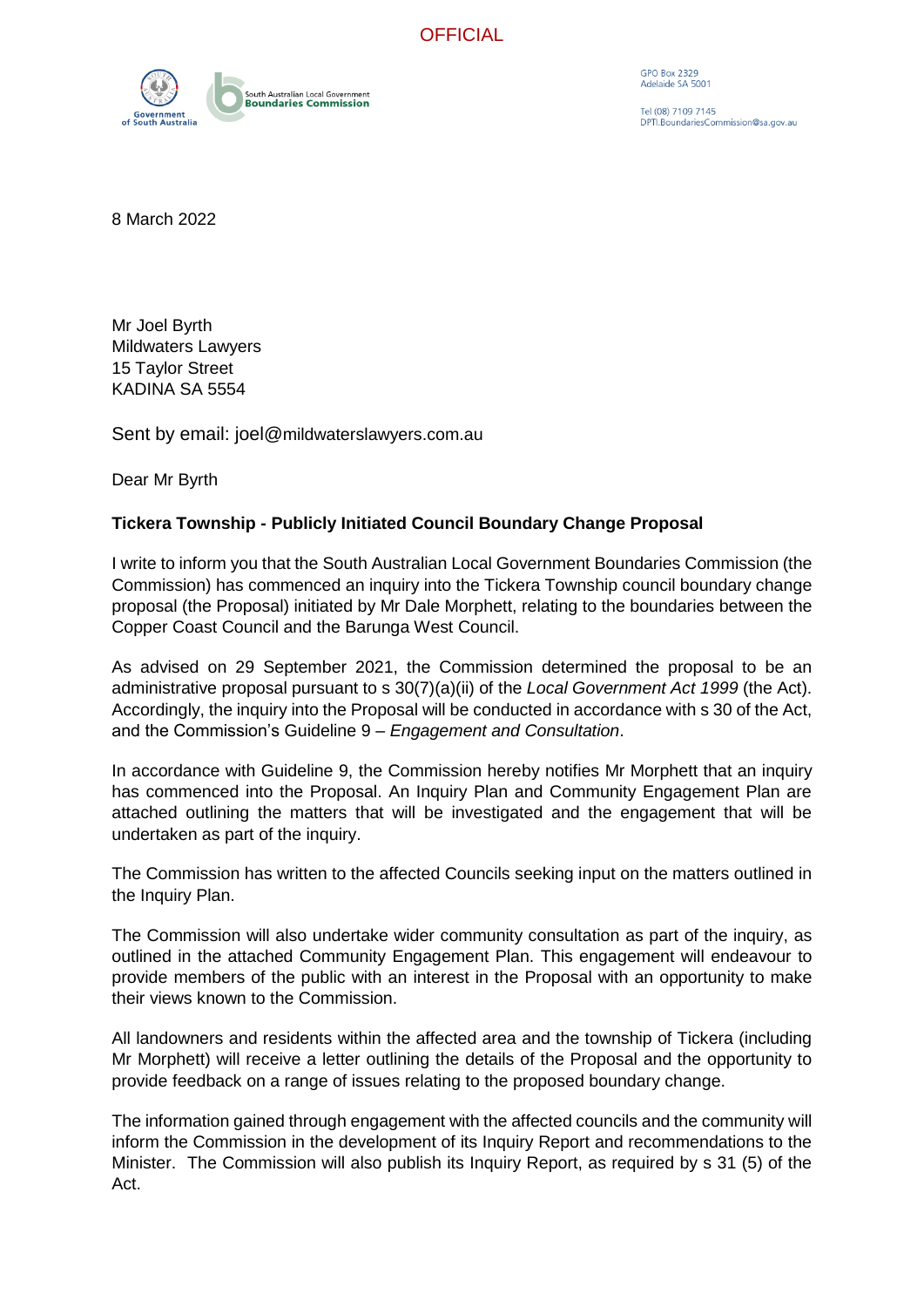OFFICIAL

South Australian Local Government **Boundaries Commission**

GPO Box 2329
Adelaide SA 5001

Tel (08) 7109 7145
DPTI.BoundariesCommission@sa.gov.au

8 March 2022

Mr Joel Byrth
Mildwaters Lawyers
15 Taylor Street
KADINA SA 5554

Sent by email: joel@mildwaterslawyers.com.au

Dear Mr Byrth

**Tickera Township - Publicly Initiated Council Boundary Change Proposal**

I write to inform you that the South Australian Local Government Boundaries Commission (the Commission) has commenced an inquiry into the Tickera Township council boundary change proposal (the Proposal) initiated by Mr Dale Morphett, relating to the boundaries between the Copper Coast Council and the Barunga West Council.

As advised on 29 September 2021, the Commission determined the proposal to be an administrative proposal pursuant to s 30(7)(a)(ii) of the *Local Government Act 1999* (the Act). Accordingly, the inquiry into the Proposal will be conducted in accordance with s 30 of the Act, and the Commission's Guideline 9 – *Engagement and Consultation*.

In accordance with Guideline 9, the Commission hereby notifies Mr Morphett that an inquiry has commenced into the Proposal. An Inquiry Plan and Community Engagement Plan are attached outlining the matters that will be investigated and the engagement that will be undertaken as part of the inquiry.

The Commission has written to the affected Councils seeking input on the matters outlined in the Inquiry Plan.

The Commission will also undertake wider community consultation as part of the inquiry, as outlined in the attached Community Engagement Plan. This engagement will endeavour to provide members of the public with an interest in the Proposal with an opportunity to make their views known to the Commission.

All landowners and residents within the affected area and the township of Tickera (including Mr Morphett) will receive a letter outlining the details of the Proposal and the opportunity to provide feedback on a range of issues relating to the proposed boundary change.

The information gained through engagement with the affected councils and the community will inform the Commission in the development of its Inquiry Report and recommendations to the Minister. The Commission will also publish its Inquiry Report, as required by s 31 (5) of the Act.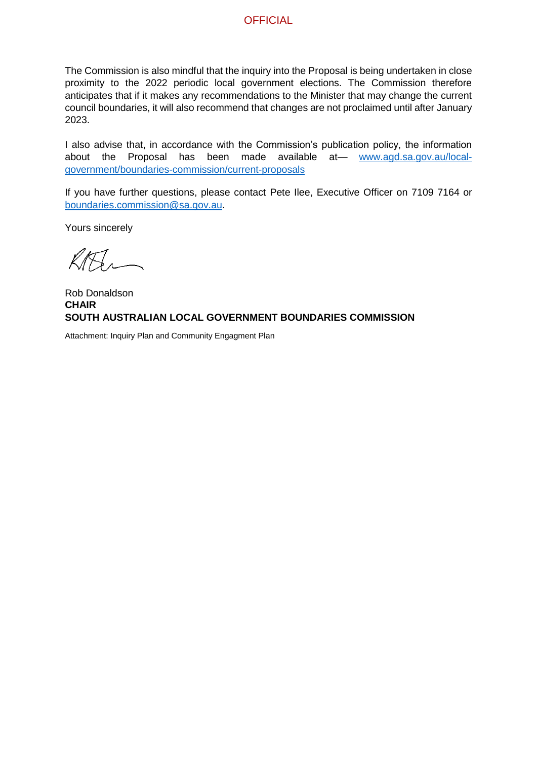The Commission is also mindful that the inquiry into the Proposal is being undertaken in close proximity to the 2022 periodic local government elections. The Commission therefore anticipates that if it makes any recommendations to the Minister that may change the current council boundaries, it will also recommend that changes are not proclaimed until after January 2023.

I also advise that, in accordance with the Commission's publication policy, the information about the Proposal has been made available at— www.agd.sa.gov.au/local-government/boundaries-commission/current-proposals

If you have further questions, please contact Pete Ilee, Executive Officer on 7109 7164 or boundaries.commission@sa.gov.au.

Yours sincerely

Rob Donaldson
**CHAIR**
**SOUTH AUSTRALIAN LOCAL GOVERNMENT BOUNDARIES COMMISSION**

Attachment: Inquiry Plan and Community Engagment Plan